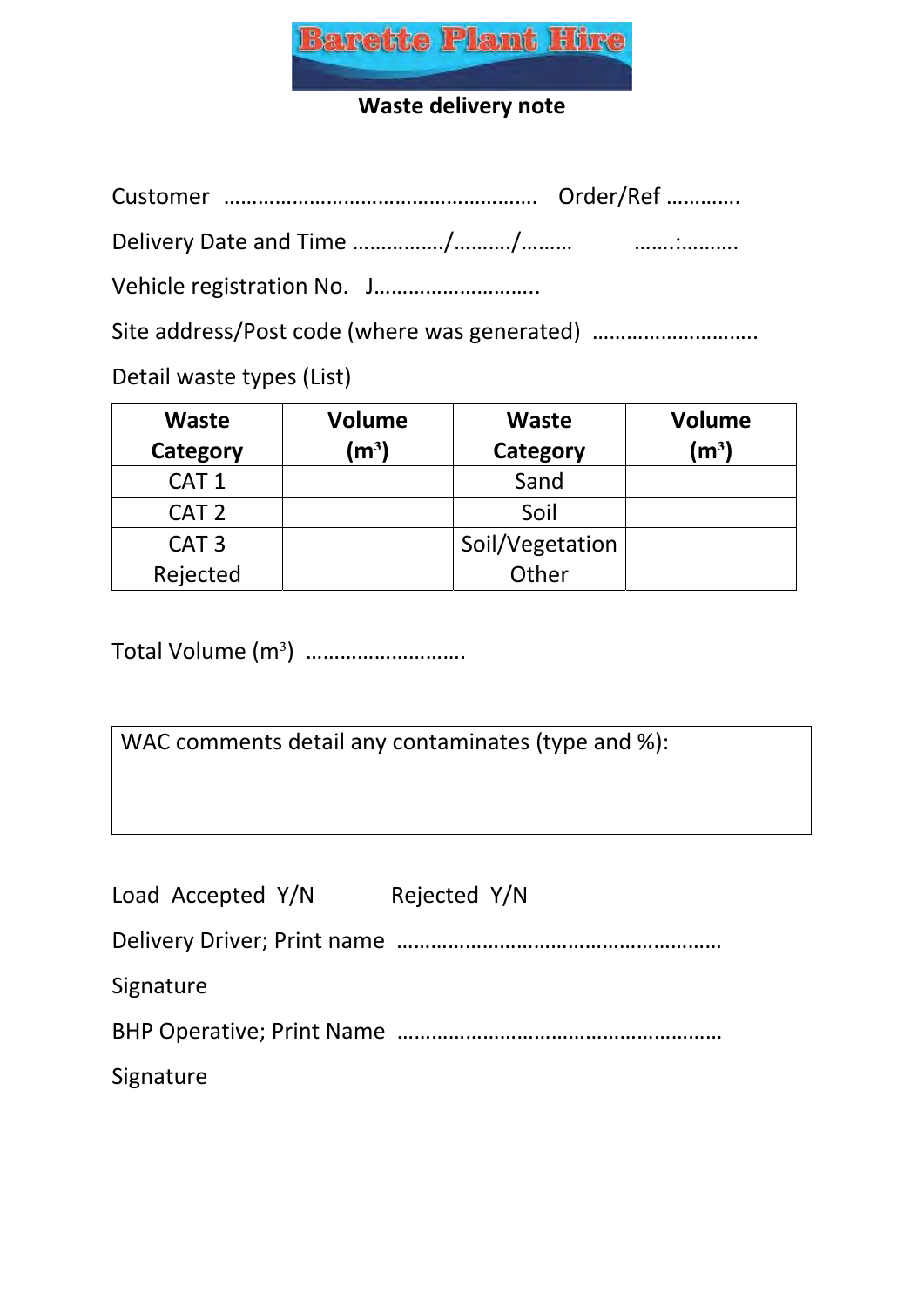# Barette Plant Hire

## Waste delivery note

Customer ……………………………………………… Order/Ref …………

Delivery Date and Time ……………/………/……… …….:……….

Vehicle registration No. J………………………..

Site address/Post code (where was generated) ……………………….

Detail waste types (List)

| Waste Category | Volume ($m^3$) | Waste Category | Volume ($m^3$) |
|---|---|---|---|
| CAT 1 | | Sand | |
| CAT 2 | | Soil | |
| CAT 3 | | Soil/Vegetation | |
| Rejected | | Other | |

Total Volume ($m^3$) ……………………….

WAC comments detail any contaminates (type and %):

Load Accepted Y/N Rejected Y/N

Delivery Driver; Print name …………………………………………………

Signature

BHP Operative; Print Name …………………………………………………

Signature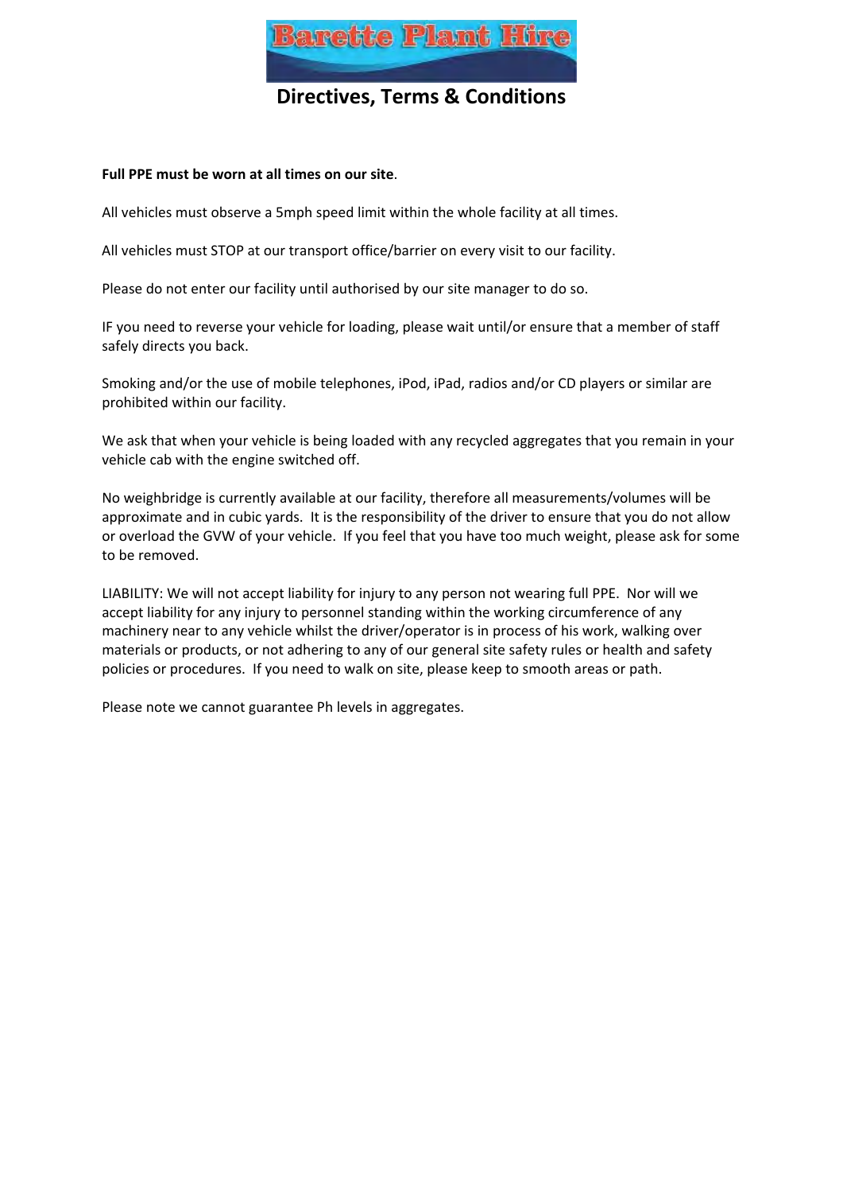Barette Plant Hire

# Directives, Terms & Conditions

**Full PPE must be worn at all times on our site**.

All vehicles must observe a 5mph speed limit within the whole facility at all times.

All vehicles must STOP at our transport office/barrier on every visit to our facility.

Please do not enter our facility until authorised by our site manager to do so.

IF you need to reverse your vehicle for loading, please wait until/or ensure that a member of staff safely directs you back.

Smoking and/or the use of mobile telephones, iPod, iPad, radios and/or CD players or similar are prohibited within our facility.

We ask that when your vehicle is being loaded with any recycled aggregates that you remain in your vehicle cab with the engine switched off.

No weighbridge is currently available at our facility, therefore all measurements/volumes will be approximate and in cubic yards. It is the responsibility of the driver to ensure that you do not allow or overload the GVW of your vehicle. If you feel that you have too much weight, please ask for some to be removed.

LIABILITY: We will not accept liability for injury to any person not wearing full PPE. Nor will we accept liability for any injury to personnel standing within the working circumference of any machinery near to any vehicle whilst the driver/operator is in process of his work, walking over materials or products, or not adhering to any of our general site safety rules or health and safety policies or procedures. If you need to walk on site, please keep to smooth areas or path.

Please note we cannot guarantee Ph levels in aggregates.